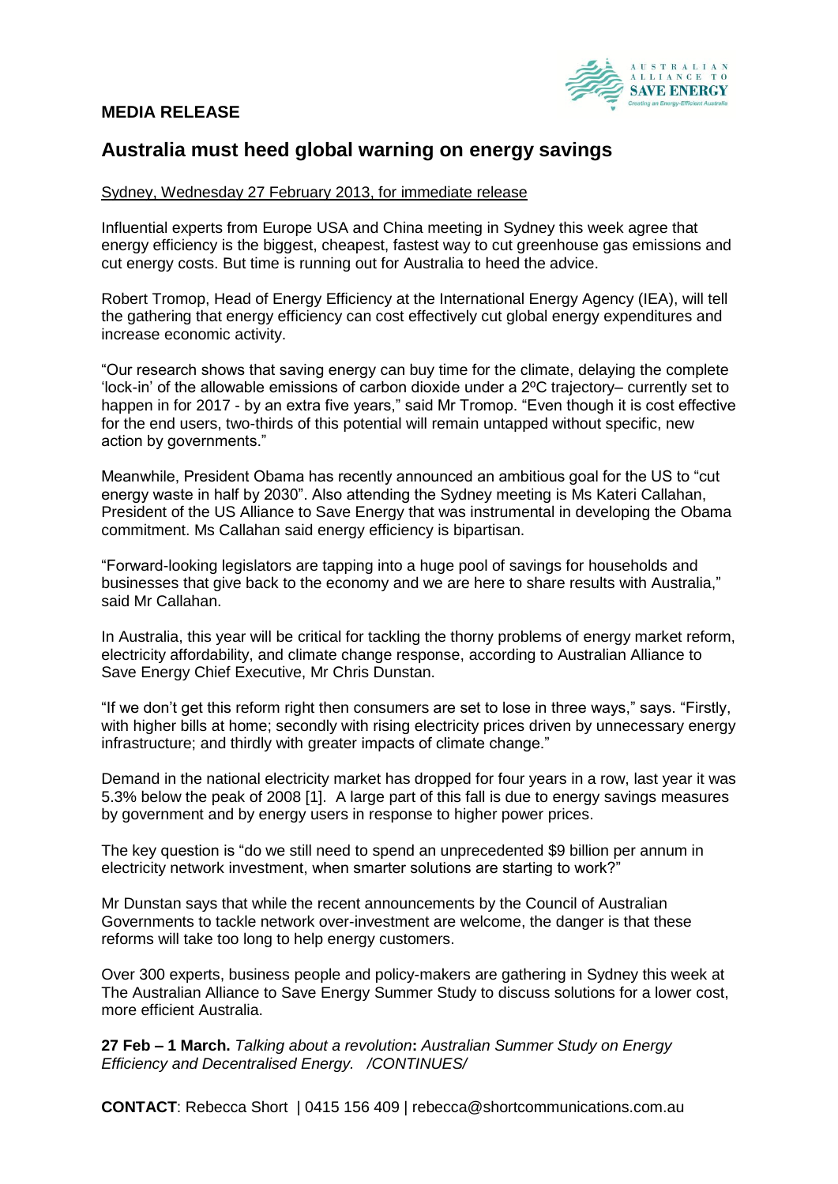**MEDIA RELEASE**

# Australia must heed global warning on energy savings

Sydney, Wednesday 27 February 2013, for immediate release

Influential experts from Europe USA and China meeting in Sydney this week agree that energy efficiency is the biggest, cheapest, fastest way to cut greenhouse gas emissions and cut energy costs. But time is running out for Australia to heed the advice.

Robert Tromop, Head of Energy Efficiency at the International Energy Agency (IEA), will tell the gathering that energy efficiency can cost effectively cut global energy expenditures and increase economic activity.

"Our research shows that saving energy can buy time for the climate, delaying the complete 'lock-in' of the allowable emissions of carbon dioxide under a 2ºC trajectory– currently set to happen in for 2017 - by an extra five years," said Mr Tromop. "Even though it is cost effective for the end users, two-thirds of this potential will remain untapped without specific, new action by governments."

Meanwhile, President Obama has recently announced an ambitious goal for the US to "cut energy waste in half by 2030". Also attending the Sydney meeting is Ms Kateri Callahan, President of the US Alliance to Save Energy that was instrumental in developing the Obama commitment. Ms Callahan said energy efficiency is bipartisan.

"Forward-looking legislators are tapping into a huge pool of savings for households and businesses that give back to the economy and we are here to share results with Australia," said Mr Callahan.

In Australia, this year will be critical for tackling the thorny problems of energy market reform, electricity affordability, and climate change response, according to Australian Alliance to Save Energy Chief Executive, Mr Chris Dunstan.

"If we don't get this reform right then consumers are set to lose in three ways," says. "Firstly, with higher bills at home; secondly with rising electricity prices driven by unnecessary energy infrastructure; and thirdly with greater impacts of climate change."

Demand in the national electricity market has dropped for four years in a row, last year it was 5.3% below the peak of 2008 [1]. A large part of this fall is due to energy savings measures by government and by energy users in response to higher power prices.

The key question is "do we still need to spend an unprecedented $9 billion per annum in electricity network investment, when smarter solutions are starting to work?"

Mr Dunstan says that while the recent announcements by the Council of Australian Governments to tackle network over-investment are welcome, the danger is that these reforms will take too long to help energy customers.

Over 300 experts, business people and policy-makers are gathering in Sydney this week at The Australian Alliance to Save Energy Summer Study to discuss solutions for a lower cost, more efficient Australia.

**27 Feb – 1 March.** *Talking about a revolution***:** *Australian Summer Study on Energy Efficiency and Decentralised Energy. /CONTINUES/*

**CONTACT**: Rebecca Short | 0415 156 409 | rebecca@shortcommunications.com.au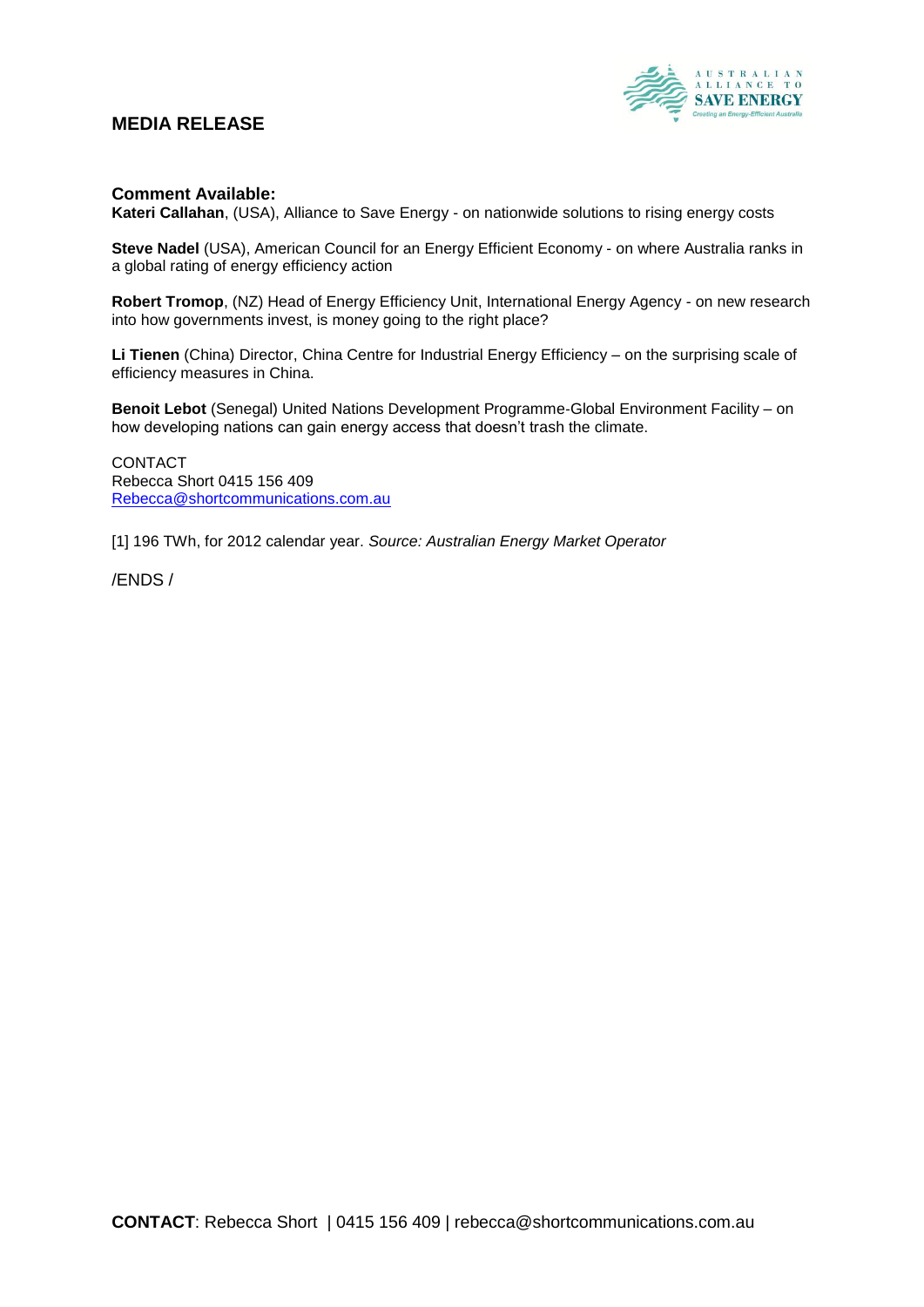## MEDIA RELEASE

**Comment Available:**
**Kateri Callahan**, (USA), Alliance to Save Energy - on nationwide solutions to rising energy costs

**Steve Nadel** (USA), American Council for an Energy Efficient Economy - on where Australia ranks in a global rating of energy efficiency action

**Robert Tromop**, (NZ) Head of Energy Efficiency Unit, International Energy Agency - on new research into how governments invest, is money going to the right place?

**Li Tienen** (China) Director, China Centre for Industrial Energy Efficiency – on the surprising scale of efficiency measures in China.

**Benoit Lebot** (Senegal) United Nations Development Programme-Global Environment Facility – on how developing nations can gain energy access that doesn't trash the climate.

CONTACT
Rebecca Short 0415 156 409
Rebecca@shortcommunications.com.au

[1] 196 TWh, for 2012 calendar year. *Source: Australian Energy Market Operator*

/ENDS /

**CONTACT**: Rebecca Short | 0415 156 409 | rebecca@shortcommunications.com.au